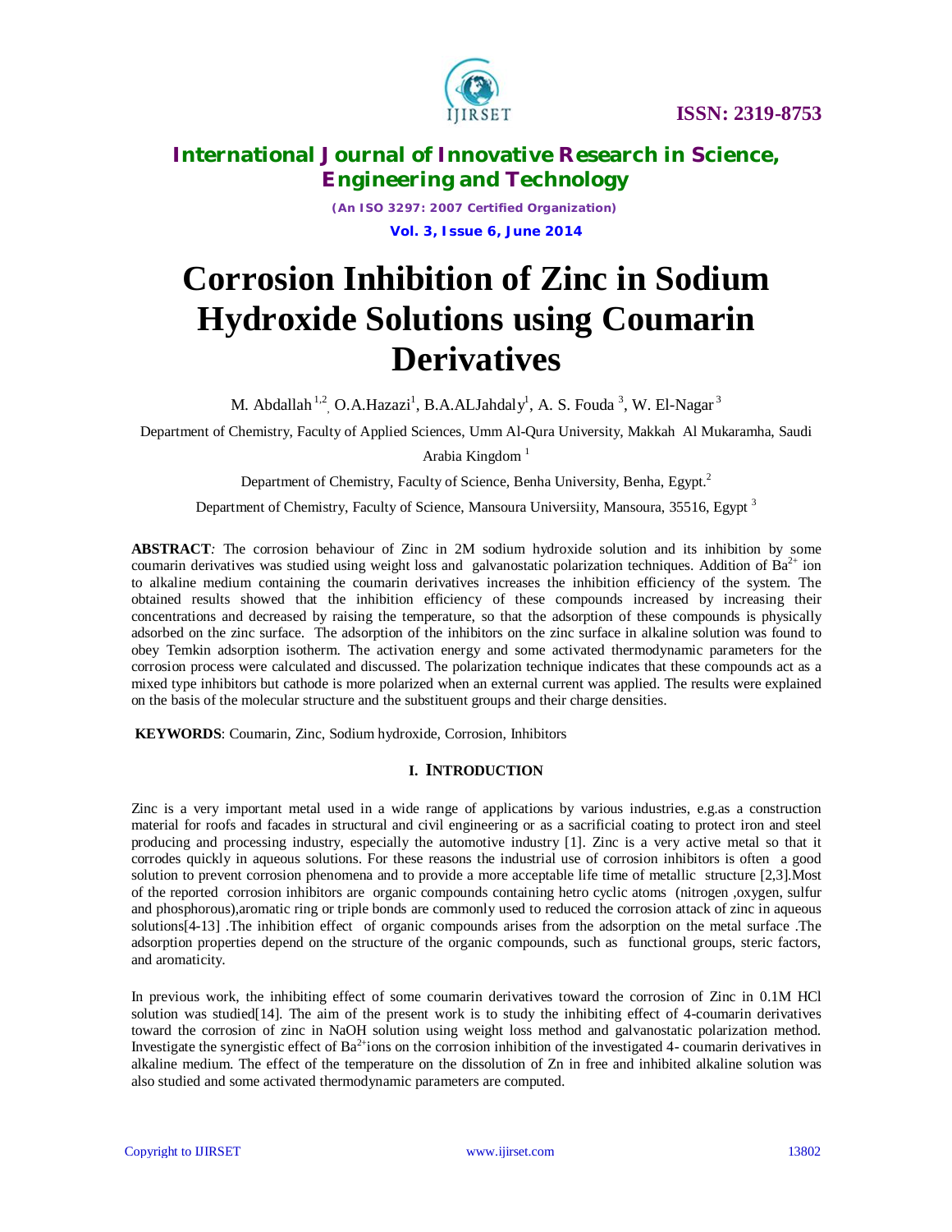# Corrosion Inhibition of Zinc in Sodium Hydroxide Solutions using Coumarin Derivatives

M. Abdallah [1,2], O.A.Hazazi[1], B.A.ALJahdaly[1], A. S. Fouda [3], W. El-Nagar [3]

Department of Chemistry, Faculty of Applied Sciences, Umm Al-Qura University, Makkah Al Mukaramha, Saudi Arabia Kingdom [1]

Department of Chemistry, Faculty of Science, Benha University, Benha, Egypt.[2]

Department of Chemistry, Faculty of Science, Mansoura Universiity, Mansoura, 35516, Egypt [3]

**ABSTRACT**: The corrosion behaviour of Zinc in 2M sodium hydroxide solution and its inhibition by some coumarin derivatives was studied using weight loss and galvanostatic polarization techniques. Addition of $Ba^{2+}$ ion to alkaline medium containing the coumarin derivatives increases the inhibition efficiency of the system. The obtained results showed that the inhibition efficiency of these compounds increased by increasing their concentrations and decreased by raising the temperature, so that the adsorption of these compounds is physically adsorbed on the zinc surface. The adsorption of the inhibitors on the zinc surface in alkaline solution was found to obey Temkin adsorption isotherm. The activation energy and some activated thermodynamic parameters for the corrosion process were calculated and discussed. The polarization technique indicates that these compounds act as a mixed type inhibitors but cathode is more polarized when an external current was applied. The results were explained on the basis of the molecular structure and the substituent groups and their charge densities.

**KEYWORDS**: Coumarin, Zinc, Sodium hydroxide, Corrosion, Inhibitors

## I. INTRODUCTION

Zinc is a very important metal used in a wide range of applications by various industries, e.g.as a construction material for roofs and facades in structural and civil engineering or as a sacrificial coating to protect iron and steel producing and processing industry, especially the automotive industry [1]. Zinc is a very active metal so that it corrodes quickly in aqueous solutions. For these reasons the industrial use of corrosion inhibitors is often a good solution to prevent corrosion phenomena and to provide a more acceptable life time of metallic structure [2,3].Most of the reported corrosion inhibitors are organic compounds containing hetro cyclic atoms (nitrogen ,oxygen, sulfur and phosphorous),aromatic ring or triple bonds are commonly used to reduced the corrosion attack of zinc in aqueous solutions[4-13] .The inhibition effect of organic compounds arises from the adsorption on the metal surface .The adsorption properties depend on the structure of the organic compounds, such as functional groups, steric factors, and aromaticity.

In previous work, the inhibiting effect of some coumarin derivatives toward the corrosion of Zinc in 0.1M HCl solution was studied[14]. The aim of the present work is to study the inhibiting effect of 4-coumarin derivatives toward the corrosion of zinc in NaOH solution using weight loss method and galvanostatic polarization method. Investigate the synergistic effect of $Ba^{2+}$ions on the corrosion inhibition of the investigated 4- coumarin derivatives in alkaline medium. The effect of the temperature on the dissolution of Zn in free and inhibited alkaline solution was also studied and some activated thermodynamic parameters are computed.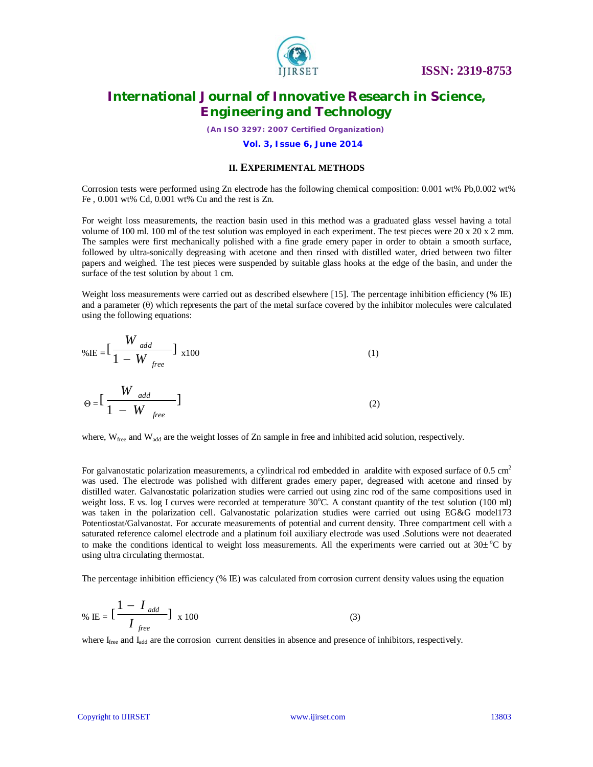## II. EXPERIMENTAL METHODS

Corrosion tests were performed using Zn electrode has the following chemical composition: 0.001 wt% Pb,0.002 wt% Fe , 0.001 wt% Cd, 0.001 wt% Cu and the rest is Zn.

For weight loss measurements, the reaction basin used in this method was a graduated glass vessel having a total volume of 100 ml. 100 ml of the test solution was employed in each experiment. The test pieces were 20 x 20 x 2 mm. The samples were first mechanically polished with a fine grade emery paper in order to obtain a smooth surface, followed by ultra-sonically degreasing with acetone and then rinsed with distilled water, dried between two filter papers and weighed. The test pieces were suspended by suitable glass hooks at the edge of the basin, and under the surface of the test solution by about 1 cm.

Weight loss measurements were carried out as described elsewhere [15]. The percentage inhibition efficiency (% IE) and a parameter (θ) which represents the part of the metal surface covered by the inhibitor molecules were calculated using the following equations:

$$\%IE = \left[\frac{W_{add}}{1 - W_{free}}\right] x100 \quad (1)$$

$$\Theta = \left[\frac{W_{add}}{1 - W_{free}}\right] \quad (2)$$

where, $W_{free}$ and $W_{add}$ are the weight losses of Zn sample in free and inhibited acid solution, respectively.

For galvanostatic polarization measurements, a cylindrical rod embedded in araldite with exposed surface of 0.5 $cm^2$ was used. The electrode was polished with different grades emery paper, degreased with acetone and rinsed by distilled water. Galvanostatic polarization studies were carried out using zinc rod of the same compositions used in weight loss. E vs. log I curves were recorded at temperature 30°C. A constant quantity of the test solution (100 ml) was taken in the polarization cell. Galvanostatic polarization studies were carried out using EG&G model173 Potentiostat/Galvanostat. For accurate measurements of potential and current density. Three compartment cell with a saturated reference calomel electrode and a platinum foil auxiliary electrode was used .Solutions were not deaerated to make the conditions identical to weight loss measurements. All the experiments were carried out at 30± °C by using ultra circulating thermostat.

The percentage inhibition efficiency (% IE) was calculated from corrosion current density values using the equation

$$\% \text{ IE} = \left[\frac{1 - I_{add}}{I_{free}}\right] \text{ x } 100 \quad (3)$$

where $I_{free}$ and $I_{add}$ are the corrosion current densities in absence and presence of inhibitors, respectively.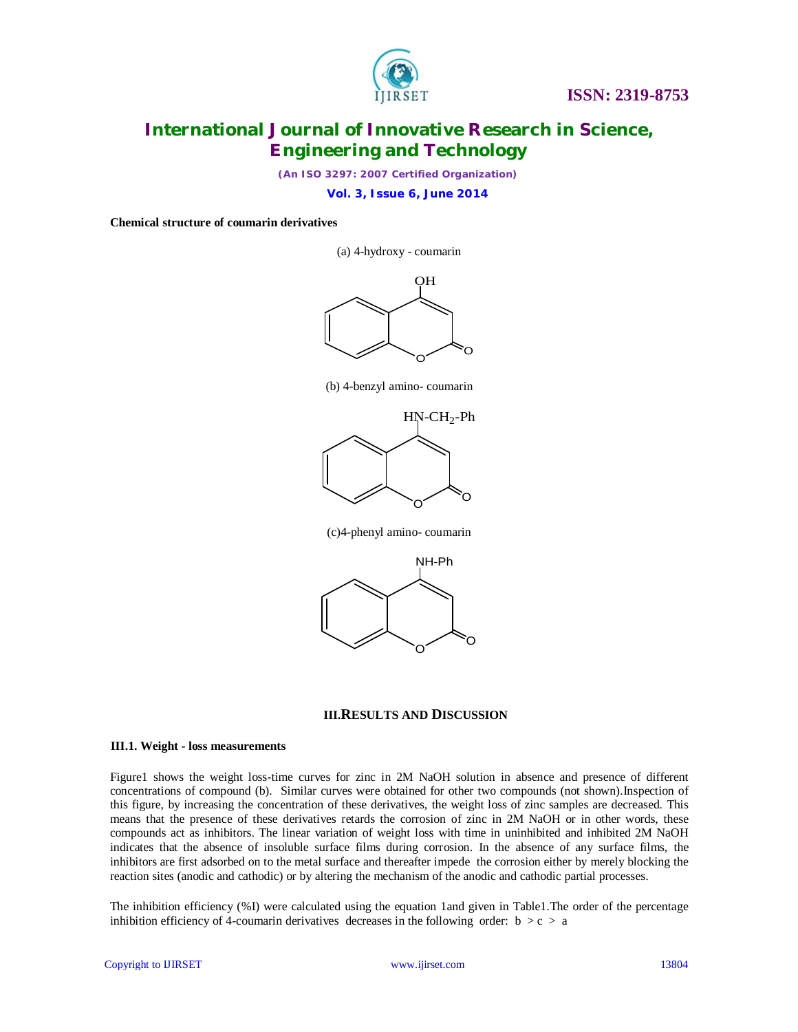**Chemical structure of coumarin derivatives**

(a) 4-hydroxy - coumarin

(b) 4-benzyl amino- coumarin

(c)4-phenyl amino- coumarin

## III. RESULTS AND DISCUSSION

### III.1. Weight - loss measurements

Figure1 shows the weight loss-time curves for zinc in 2M NaOH solution in absence and presence of different concentrations of compound (b). Similar curves were obtained for other two compounds (not shown).Inspection of this figure, by increasing the concentration of these derivatives, the weight loss of zinc samples are decreased. This means that the presence of these derivatives retards the corrosion of zinc in 2M NaOH or in other words, these compounds act as inhibitors. The linear variation of weight loss with time in uninhibited and inhibited 2M NaOH indicates that the absence of insoluble surface films during corrosion. In the absence of any surface films, the inhibitors are first adsorbed on to the metal surface and thereafter impede the corrosion either by merely blocking the reaction sites (anodic and cathodic) or by altering the mechanism of the anodic and cathodic partial processes.

The inhibition efficiency (%I) were calculated using the equation 1and given in Table1.The order of the percentage inhibition efficiency of 4-coumarin derivatives decreases in the following order: b > c > a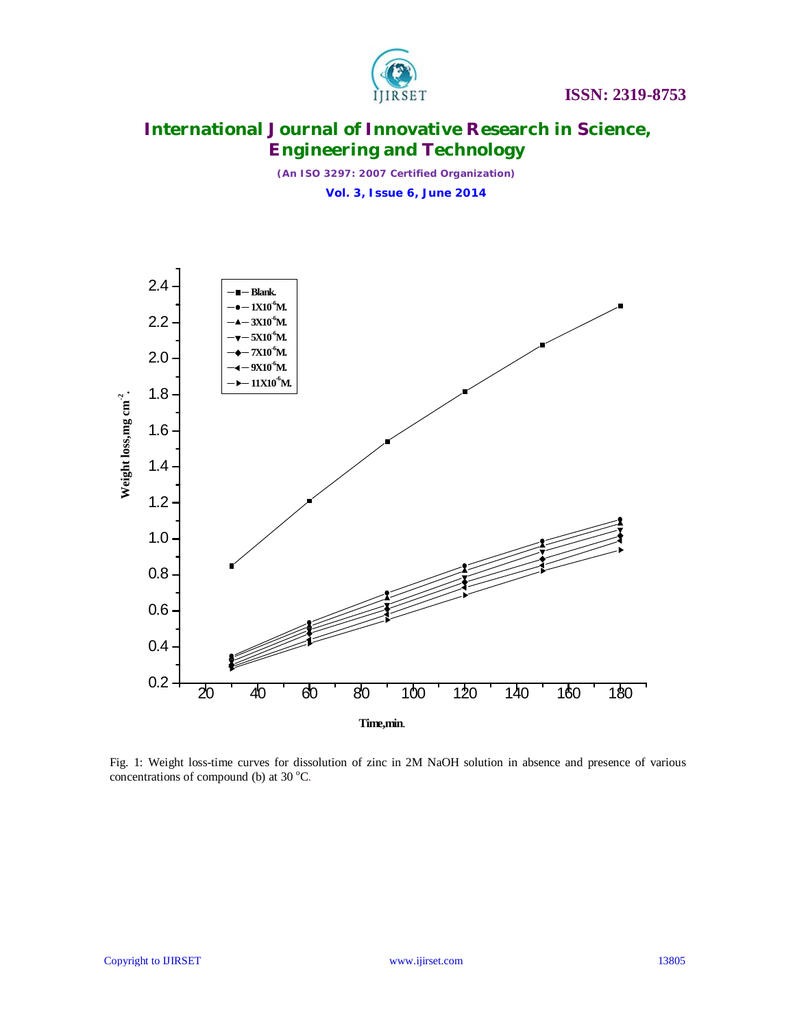Fig. 1: Weight loss-time curves for dissolution of zinc in 2M NaOH solution in absence and presence of various concentrations of compound (b) at 30 °C.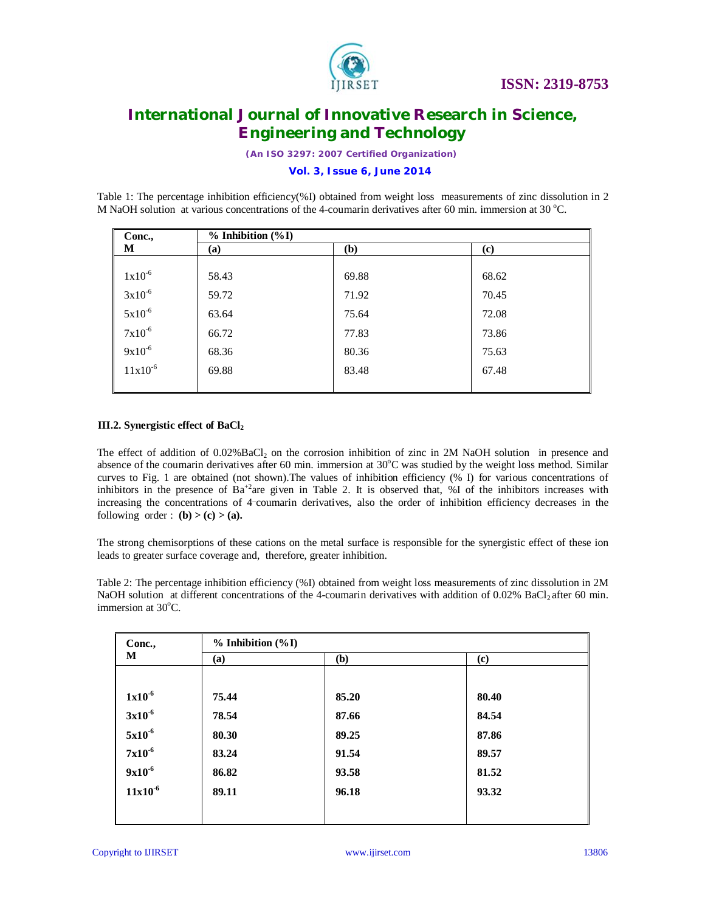Table 1: The percentage inhibition efficiency(%I) obtained from weight loss measurements of zinc dissolution in 2 M NaOH solution at various concentrations of the 4-coumarin derivatives after 60 min. immersion at 30 °C.

| Conc., M | % Inhibition (%I) | | |
|---|---|---|---|
| | (a) | (b) | (c) |
| $1x10^{-6}$ | 58.43 | 69.88 | 68.62 |
| $3x10^{-6}$ | 59.72 | 71.92 | 70.45 |
| $5x10^{-6}$ | 63.64 | 75.64 | 72.08 |
| $7x10^{-6}$ | 66.72 | 77.83 | 73.86 |
| $9x10^{-6}$ | 68.36 | 80.36 | 75.63 |
| $11x10^{-6}$ | 69.88 | 83.48 | 67.48 |

### III.2. Synergistic effect of $BaCl_2$

The effect of addition of 0.02%$BaCl_2$ on the corrosion inhibition of zinc in 2M NaOH solution in presence and absence of the coumarin derivatives after 60 min. immersion at 30°C was studied by the weight loss method. Similar curves to Fig. 1 are obtained (not shown).The values of inhibition efficiency (% I) for various concentrations of inhibitors in the presence of $Ba^{+2}$are given in Table 2. It is observed that, %I of the inhibitors increases with increasing the concentrations of 4-coumarin derivatives, also the order of inhibition efficiency decreases in the following order : **(b) > (c) > (a).**

The strong chemisorptions of these cations on the metal surface is responsible for the synergistic effect of these ion leads to greater surface coverage and, therefore, greater inhibition.

Table 2: The percentage inhibition efficiency (%I) obtained from weight loss measurements of zinc dissolution in 2M NaOH solution at different concentrations of the 4-coumarin derivatives with addition of 0.02% $BaCl_2$ after 60 min. immersion at 30°C.

| Conc., M | % Inhibition (%I) | | |
|---|---|---|---|
| | (a) | (b) | (c) |
| $1x10^{-6}$ | **75.44** | **85.20** | **80.40** |
| $3x10^{-6}$ | **78.54** | **87.66** | **84.54** |
| $5x10^{-6}$ | **80.30** | **89.25** | **87.86** |
| $7x10^{-6}$ | **83.24** | **91.54** | **89.57** |
| $9x10^{-6}$ | **86.82** | **93.58** | **81.52** |
| $11x10^{-6}$ | **89.11** | **96.18** | **93.32** |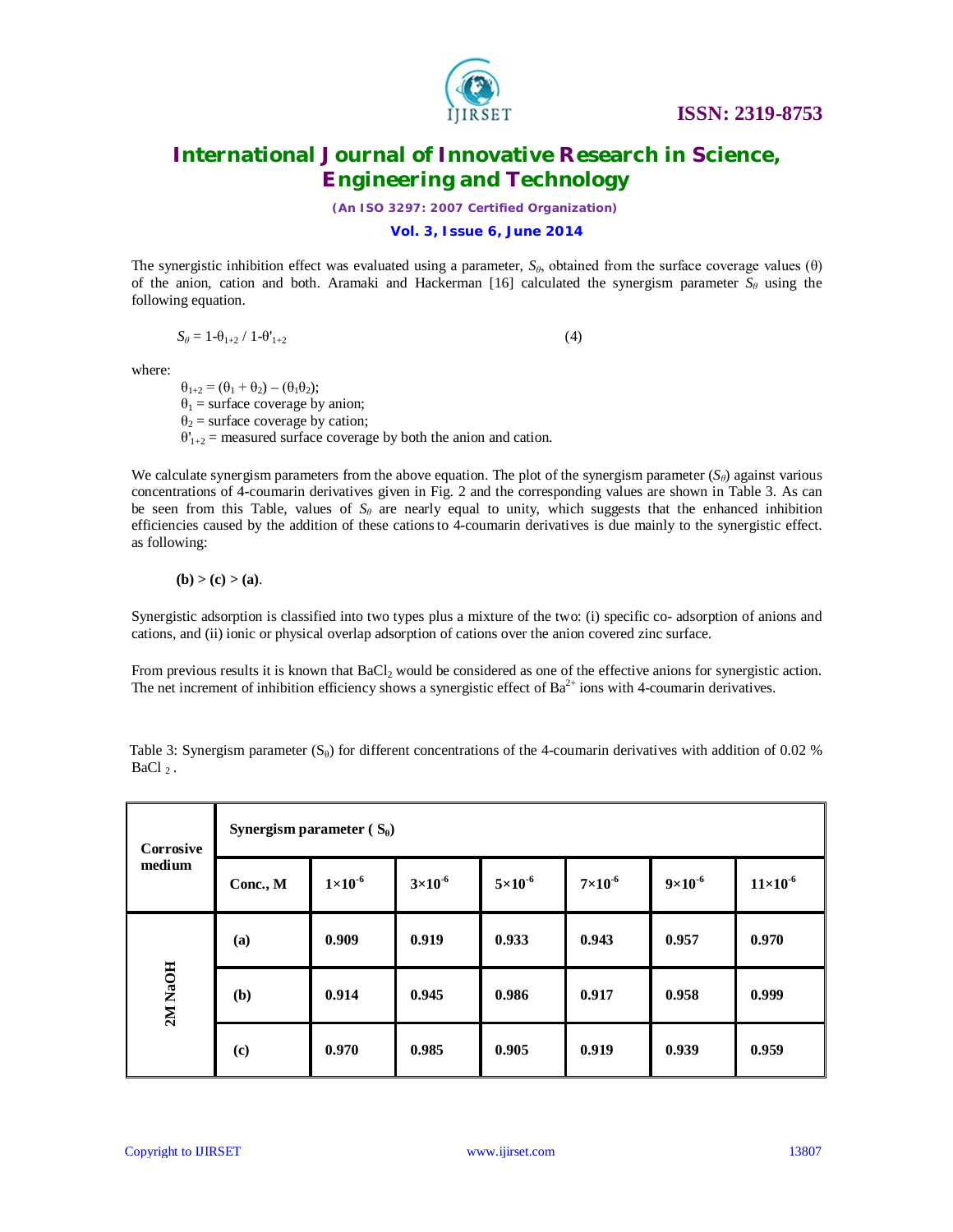The synergistic inhibition effect was evaluated using a parameter, $S_\theta$, obtained from the surface coverage values (θ) of the anion, cation and both. Aramaki and Hackerman [16] calculated the synergism parameter $S_\theta$ using the following equation.

$$S_\theta = 1\text{-}\theta_{1+2} \,/\, 1\text{-}\theta'_{1+2} \tag{4}$$

where:

$\theta_{1+2} = (\theta_1 + \theta_2) - (\theta_1\theta_2)$;
$\theta_1$ = surface coverage by anion;
$\theta_2$ = surface coverage by cation;
$\theta'_{1+2}$ = measured surface coverage by both the anion and cation.

We calculate synergism parameters from the above equation. The plot of the synergism parameter ($S_\theta$) against various concentrations of 4-coumarin derivatives given in Fig. 2 and the corresponding values are shown in Table 3. As can be seen from this Table, values of $S_\theta$ are nearly equal to unity, which suggests that the enhanced inhibition efficiencies caused by the addition of these cations to 4-coumarin derivatives is due mainly to the synergistic effect. as following:

**(b) > (c) > (a)**.

Synergistic adsorption is classified into two types plus a mixture of the two: (i) specific co- adsorption of anions and cations, and (ii) ionic or physical overlap adsorption of cations over the anion covered zinc surface.

From previous results it is known that $BaCl_2$ would be considered as one of the effective anions for synergistic action. The net increment of inhibition efficiency shows a synergistic effect of $Ba^{2+}$ ions with 4-coumarin derivatives.

Table 3: Synergism parameter ($S_\theta$) for different concentrations of the 4-coumarin derivatives with addition of 0.02 % $BaCl_2$.

| Corrosive medium | Synergism parameter ( $S_\theta$) | | | | | | |
|---|---|---|---|---|---|---|---|
| | **Conc., M** | **$1\times10^{-6}$** | **$3\times10^{-6}$** | **$5\times10^{-6}$** | **$7\times10^{-6}$** | **$9\times10^{-6}$** | **$11\times10^{-6}$** |
| **2M NaOH** | **(a)** | **0.909** | **0.919** | **0.933** | **0.943** | **0.957** | **0.970** |
| | **(b)** | **0.914** | **0.945** | **0.986** | **0.917** | **0.958** | **0.999** |
| | **(c)** | **0.970** | **0.985** | **0.905** | **0.919** | **0.939** | **0.959** |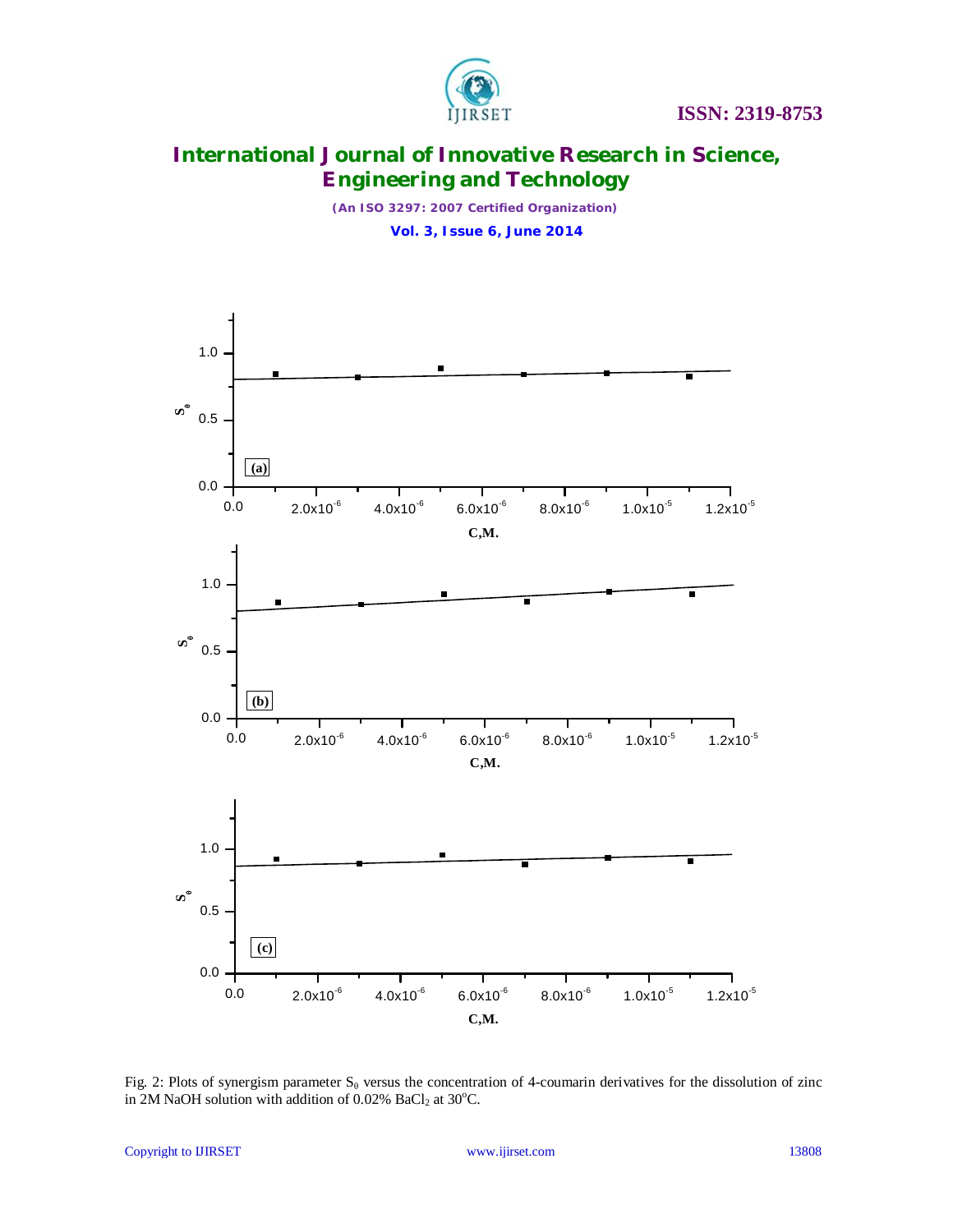Fig. 2: Plots of synergism parameter $S_\theta$ versus the concentration of 4-coumarin derivatives for the dissolution of zinc in 2M NaOH solution with addition of 0.02% $BaCl_2$ at 30°C.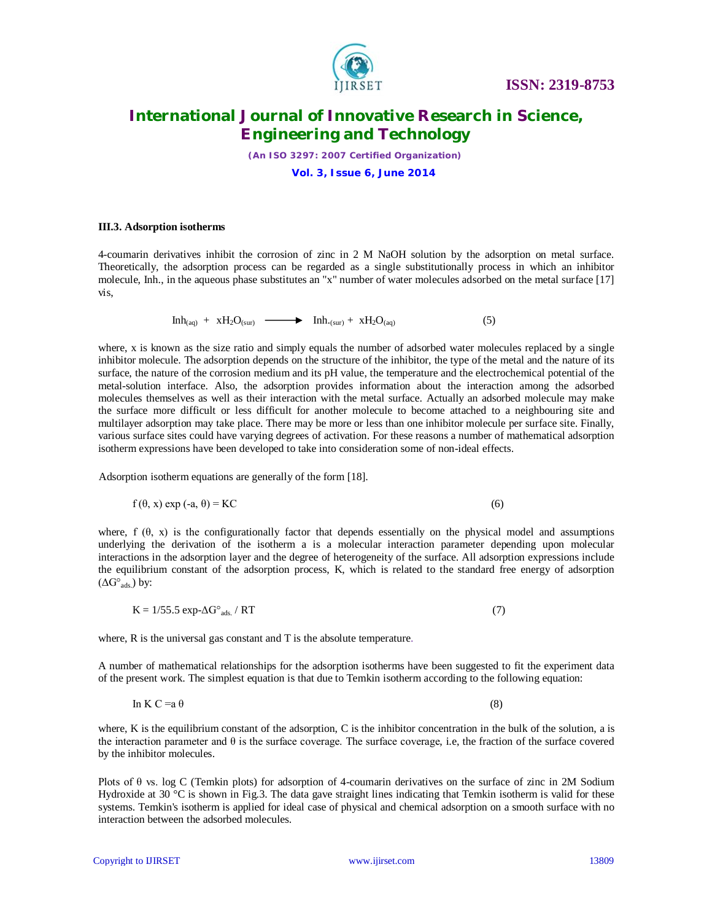### III.3. Adsorption isotherms

4-coumarin derivatives inhibit the corrosion of zinc in 2 M NaOH solution by the adsorption on metal surface. Theoretically, the adsorption process can be regarded as a single substitutionally process in which an inhibitor molecule, Inh., in the aqueous phase substitutes an "x" number of water molecules adsorbed on the metal surface [17] vis,

$$Inh_{(aq)} + xH_2O_{(sur)} \longrightarrow Inh._{(sur)} + xH_2O_{(aq)} \tag{5}$$

where, x is known as the size ratio and simply equals the number of adsorbed water molecules replaced by a single inhibitor molecule. The adsorption depends on the structure of the inhibitor, the type of the metal and the nature of its surface, the nature of the corrosion medium and its pH value, the temperature and the electrochemical potential of the metal-solution interface. Also, the adsorption provides information about the interaction among the adsorbed molecules themselves as well as their interaction with the metal surface. Actually an adsorbed molecule may make the surface more difficult or less difficult for another molecule to become attached to a neighbouring site and multilayer adsorption may take place. There may be more or less than one inhibitor molecule per surface site. Finally, various surface sites could have varying degrees of activation. For these reasons a number of mathematical adsorption isotherm expressions have been developed to take into consideration some of non-ideal effects.

Adsorption isotherm equations are generally of the form [18].

$$f(\theta, x) \exp(-a, \theta) = KC \tag{6}$$

where, f (θ, x) is the configurationally factor that depends essentially on the physical model and assumptions underlying the derivation of the isotherm a is a molecular interaction parameter depending upon molecular interactions in the adsorption layer and the degree of heterogeneity of the surface. All adsorption expressions include the equilibrium constant of the adsorption process, K, which is related to the standard free energy of adsorption ($\Delta G^{\circ}_{ads.}$) by:

$$K = 1/55.5 \exp{-\Delta G^{\circ}_{ads.} / RT} \tag{7}$$

where, R is the universal gas constant and T is the absolute temperature.

A number of mathematical relationships for the adsorption isotherms have been suggested to fit the experiment data of the present work. The simplest equation is that due to Temkin isotherm according to the following equation:

$$\ln K C = a \theta \tag{8}$$

where, K is the equilibrium constant of the adsorption, C is the inhibitor concentration in the bulk of the solution, a is the interaction parameter and θ is the surface coverage. The surface coverage, i.e, the fraction of the surface covered by the inhibitor molecules.

Plots of θ vs. log C (Temkin plots) for adsorption of 4-coumarin derivatives on the surface of zinc in 2M Sodium Hydroxide at 30 °C is shown in Fig.3. The data gave straight lines indicating that Temkin isotherm is valid for these systems. Temkin's isotherm is applied for ideal case of physical and chemical adsorption on a smooth surface with no interaction between the adsorbed molecules.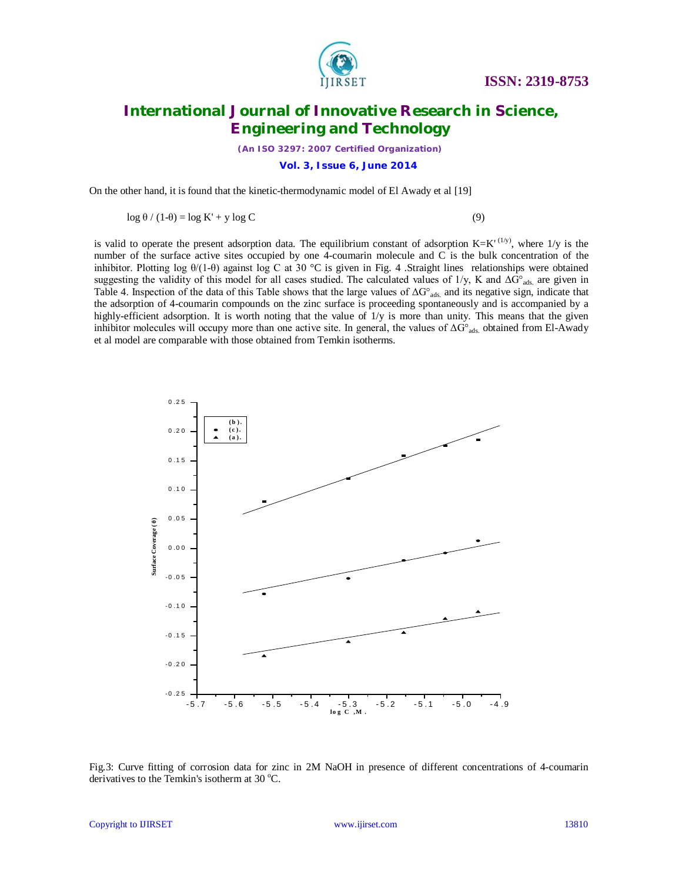On the other hand, it is found that the kinetic-thermodynamic model of El Awady et al [19]

$$\log \theta / (1-\theta) = \log K' + y \log C \qquad (9)$$

is valid to operate the present adsorption data. The equilibrium constant of adsorption $K=K'^{(1/y)}$, where 1/y is the number of the surface active sites occupied by one 4-coumarin molecule and C is the bulk concentration of the inhibitor. Plotting $\log \theta/(1-\theta)$ against log C at 30 °C is given in Fig. 4 .Straight lines relationships were obtained suggesting the validity of this model for all cases studied. The calculated values of 1/y, K and $\Delta G^{\circ}_{ads.}$ are given in Table 4. Inspection of the data of this Table shows that the large values of $\Delta G^{\circ}_{ads.}$ and its negative sign, indicate that the adsorption of 4-coumarin compounds on the zinc surface is proceeding spontaneously and is accompanied by a highly-efficient adsorption. It is worth noting that the value of 1/y is more than unity. This means that the given inhibitor molecules will occupy more than one active site. In general, the values of $\Delta G^{\circ}_{ads.}$ obtained from El-Awady et al model are comparable with those obtained from Temkin isotherms.

Fig.3: Curve fitting of corrosion data for zinc in 2M NaOH in presence of different concentrations of 4-coumarin derivatives to the Temkin's isotherm at 30 °C.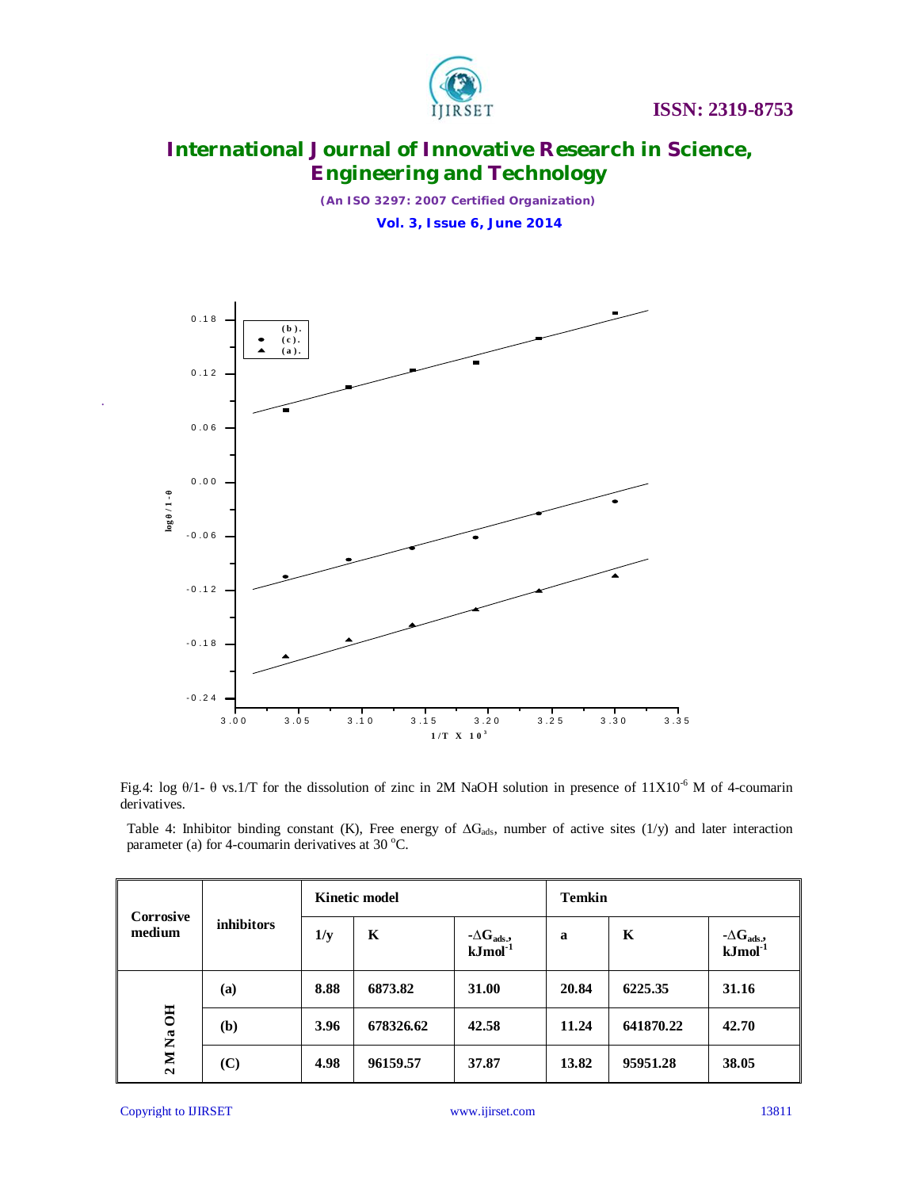Fig.4: log θ/1- θ vs.1/T for the dissolution of zinc in 2M NaOH solution in presence of $11X10^{-6}$ M of 4-coumarin derivatives.

Table 4: Inhibitor binding constant (K), Free energy of $\Delta G_{ads}$, number of active sites (1/y) and later interaction parameter (a) for 4-coumarin derivatives at 30 °C.

| Corrosive medium | inhibitors | Kinetic model | | | Temkin | | |
|---|---|---|---|---|---|---|---|
| | | 1/y | K | $-\Delta G_{ads}$, $kJmol^{-1}$ | a | K | $-\Delta G_{ads}$, $kJmol^{-1}$ |
| 2 M Na OH | (a) | 8.88 | 6873.82 | 31.00 | 20.84 | 6225.35 | 31.16 |
| | (b) | 3.96 | 678326.62 | 42.58 | 11.24 | 641870.22 | 42.70 |
| | (C) | 4.98 | 96159.57 | 37.87 | 13.82 | 95951.28 | 38.05 |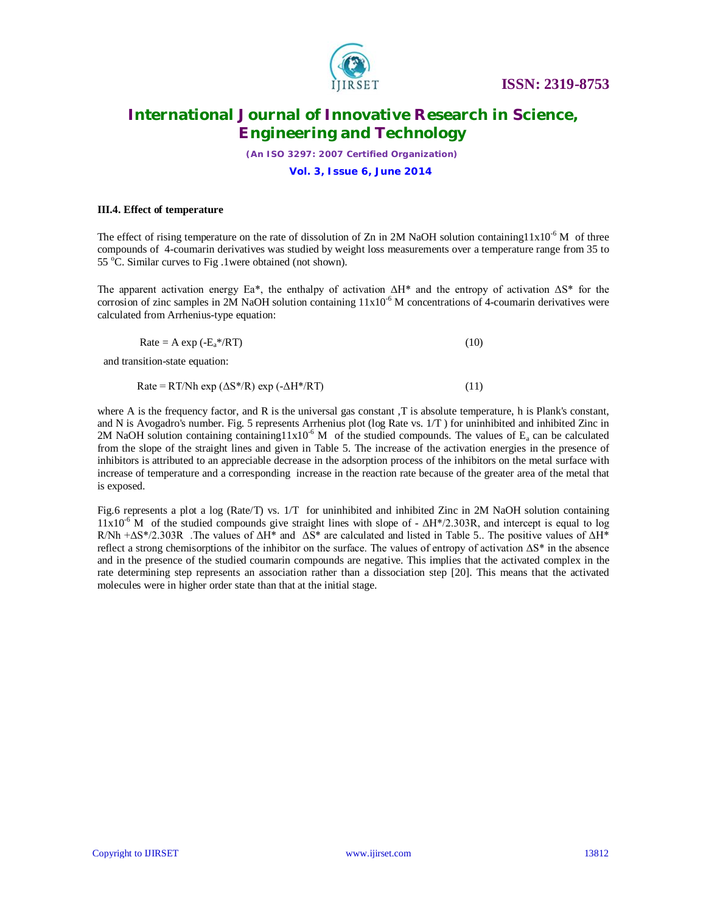### III.4. Effect of temperature

The effect of rising temperature on the rate of dissolution of Zn in 2M NaOH solution containing $11x10^{-6}$ M of three compounds of 4-coumarin derivatives was studied by weight loss measurements over a temperature range from 35 to 55 $^{o}$C. Similar curves to Fig .1were obtained (not shown).

The apparent activation energy Ea*, the enthalpy of activation ΔH* and the entropy of activation ΔS* for the corrosion of zinc samples in 2M NaOH solution containing $11x10^{-6}$ M concentrations of 4-coumarin derivatives were calculated from Arrhenius-type equation:

$$\text{Rate} = A \exp(-E_a^*/RT) \tag{10}$$

and transition-state equation:

$$\text{Rate} = RT/Nh \exp(\Delta S^*/R) \exp(-\Delta H^*/RT) \tag{11}$$

where A is the frequency factor, and R is the universal gas constant ,T is absolute temperature, h is Plank's constant, and N is Avogadro's number. Fig. 5 represents Arrhenius plot (log Rate vs. 1/T ) for uninhibited and inhibited Zinc in 2M NaOH solution containing containing $11x10^{-6}$ M of the studied compounds. The values of $E_a$ can be calculated from the slope of the straight lines and given in Table 5. The increase of the activation energies in the presence of inhibitors is attributed to an appreciable decrease in the adsorption process of the inhibitors on the metal surface with increase of temperature and a corresponding increase in the reaction rate because of the greater area of the metal that is exposed.

Fig.6 represents a plot a log (Rate/T) vs. 1/T for uninhibited and inhibited Zinc in 2M NaOH solution containing $11x10^{-6}$ M of the studied compounds give straight lines with slope of $-\Delta H^*/2.303R$, and intercept is equal to $\log R/Nh + \Delta S^*/2.303R$ .The values of ΔH* and ΔS* are calculated and listed in Table 5.. The positive values of ΔH* reflect a strong chemisorptions of the inhibitor on the surface. The values of entropy of activation ΔS* in the absence and in the presence of the studied coumarin compounds are negative. This implies that the activated complex in the rate determining step represents an association rather than a dissociation step [20]. This means that the activated molecules were in higher order state than that at the initial stage.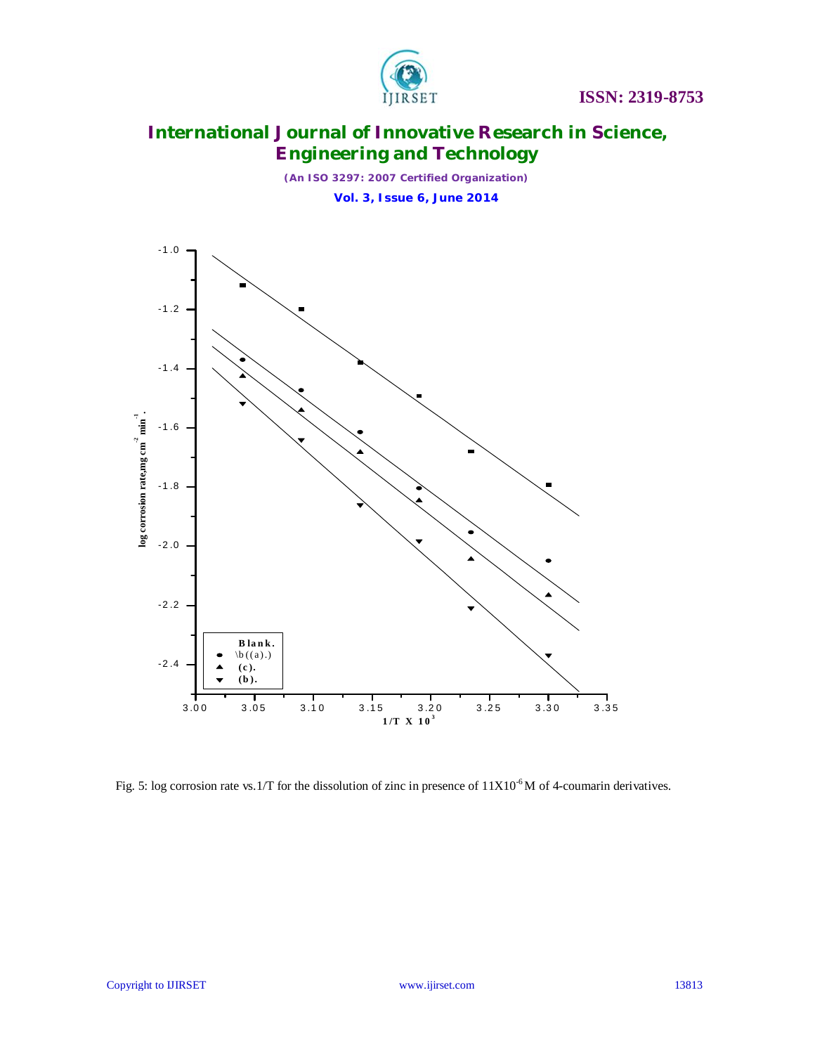Fig. 5: log corrosion rate vs.1/T for the dissolution of zinc in presence of $11X10^{-6}$ M of 4-coumarin derivatives.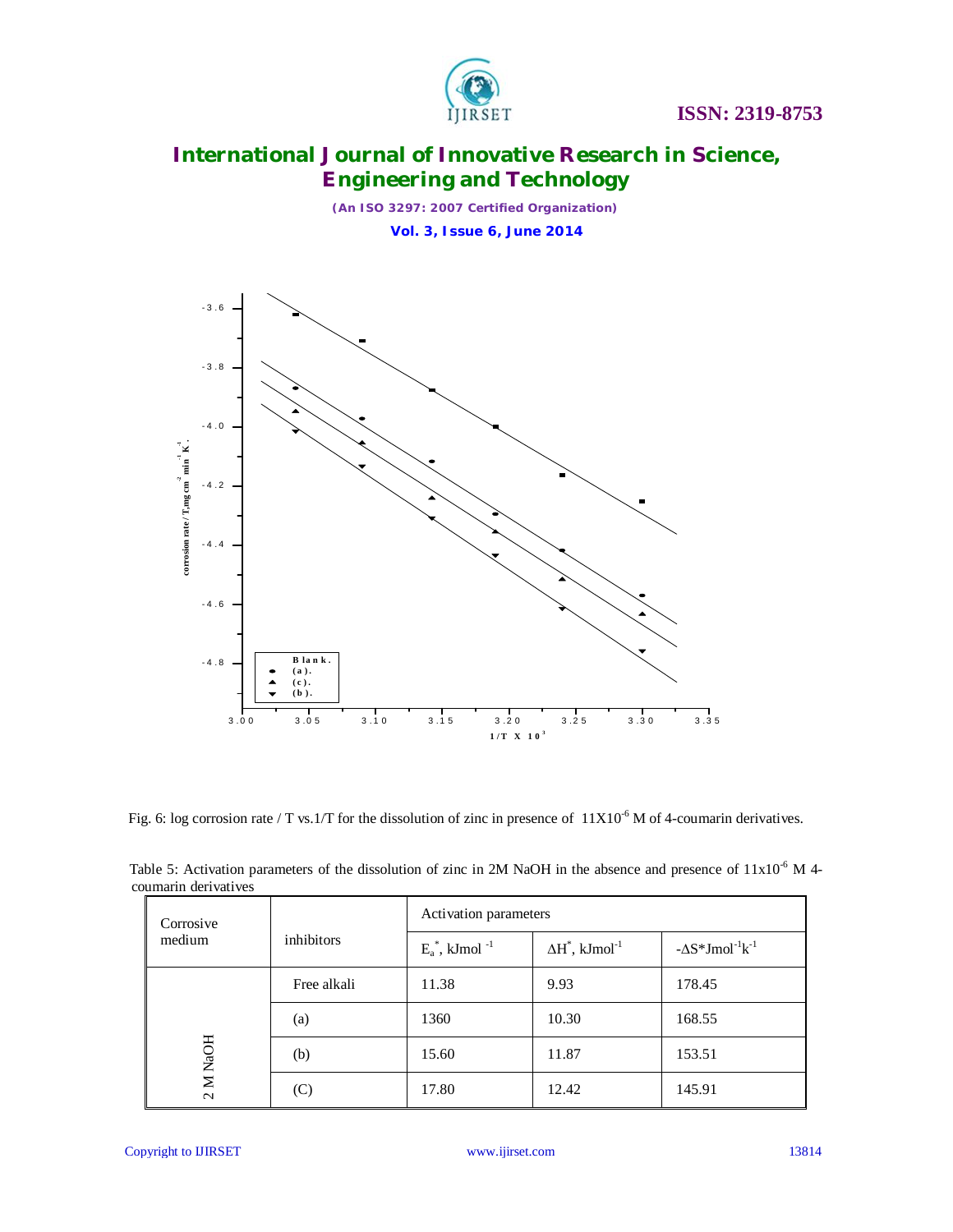Fig. 6: log corrosion rate / T vs.1/T for the dissolution of zinc in presence of $11X10^{-6}$ M of 4-coumarin derivatives.

Table 5: Activation parameters of the dissolution of zinc in 2M NaOH in the absence and presence of $11x10^{-6}$ M 4-coumarin derivatives

| Corrosive medium | inhibitors | Activation parameters | | |
|---|---|---|---|---|
| | | $E_a^*$, $kJmol^{-1}$ | $\Delta H^*$, $kJmol^{-1}$ | $-\Delta S^*Jmol^{-1}k^{-1}$ |
| 2 M NaOH | Free alkali | 11.38 | 9.93 | 178.45 |
| | (a) | 1360 | 10.30 | 168.55 |
| | (b) | 15.60 | 11.87 | 153.51 |
| | (C) | 17.80 | 12.42 | 145.91 |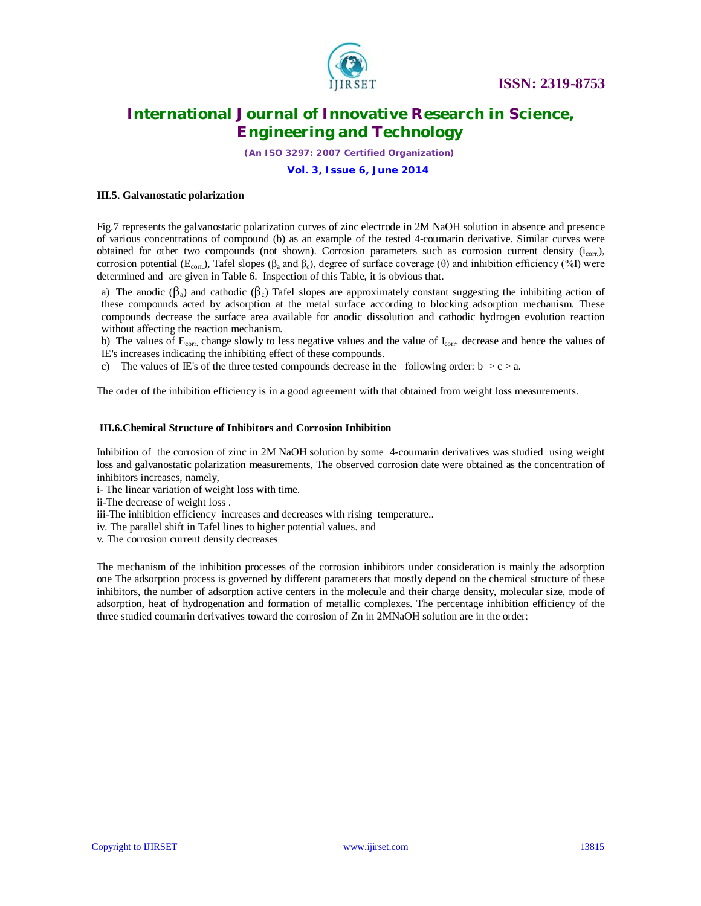### III.5. Galvanostatic polarization

Fig.7 represents the galvanostatic polarization curves of zinc electrode in 2M NaOH solution in absence and presence of various concentrations of compound (b) as an example of the tested 4-coumarin derivative. Similar curves were obtained for other two compounds (not shown). Corrosion parameters such as corrosion current density ($i_{corr.}$), corrosion potential ($E_{corr.}$), Tafel slopes ($\beta_a$ and $\beta_c$), degree of surface coverage ($\theta$) and inhibition efficiency (%I) were determined and are given in Table 6. Inspection of this Table, it is obvious that.

a) The anodic ($\beta_a$) and cathodic ($\beta_c$) Tafel slopes are approximately constant suggesting the inhibiting action of these compounds acted by adsorption at the metal surface according to blocking adsorption mechanism. These compounds decrease the surface area available for anodic dissolution and cathodic hydrogen evolution reaction without affecting the reaction mechanism.

b) The values of $E_{corr.}$ change slowly to less negative values and the value of $I_{corr}$. decrease and hence the values of IE's increases indicating the inhibiting effect of these compounds.

c) The values of IE's of the three tested compounds decrease in the following order: b > c > a.

The order of the inhibition efficiency is in a good agreement with that obtained from weight loss measurements.

### III.6.Chemical Structure of Inhibitors and Corrosion Inhibition

Inhibition of the corrosion of zinc in 2M NaOH solution by some 4-coumarin derivatives was studied using weight loss and galvanostatic polarization measurements, The observed corrosion date were obtained as the concentration of inhibitors increases, namely,

i- The linear variation of weight loss with time.

ii-The decrease of weight loss .

iii-The inhibition efficiency increases and decreases with rising temperature..

iv. The parallel shift in Tafel lines to higher potential values. and

v. The corrosion current density decreases

The mechanism of the inhibition processes of the corrosion inhibitors under consideration is mainly the adsorption one The adsorption process is governed by different parameters that mostly depend on the chemical structure of these inhibitors, the number of adsorption active centers in the molecule and their charge density, molecular size, mode of adsorption, heat of hydrogenation and formation of metallic complexes. The percentage inhibition efficiency of the three studied coumarin derivatives toward the corrosion of Zn in 2MNaOH solution are in the order: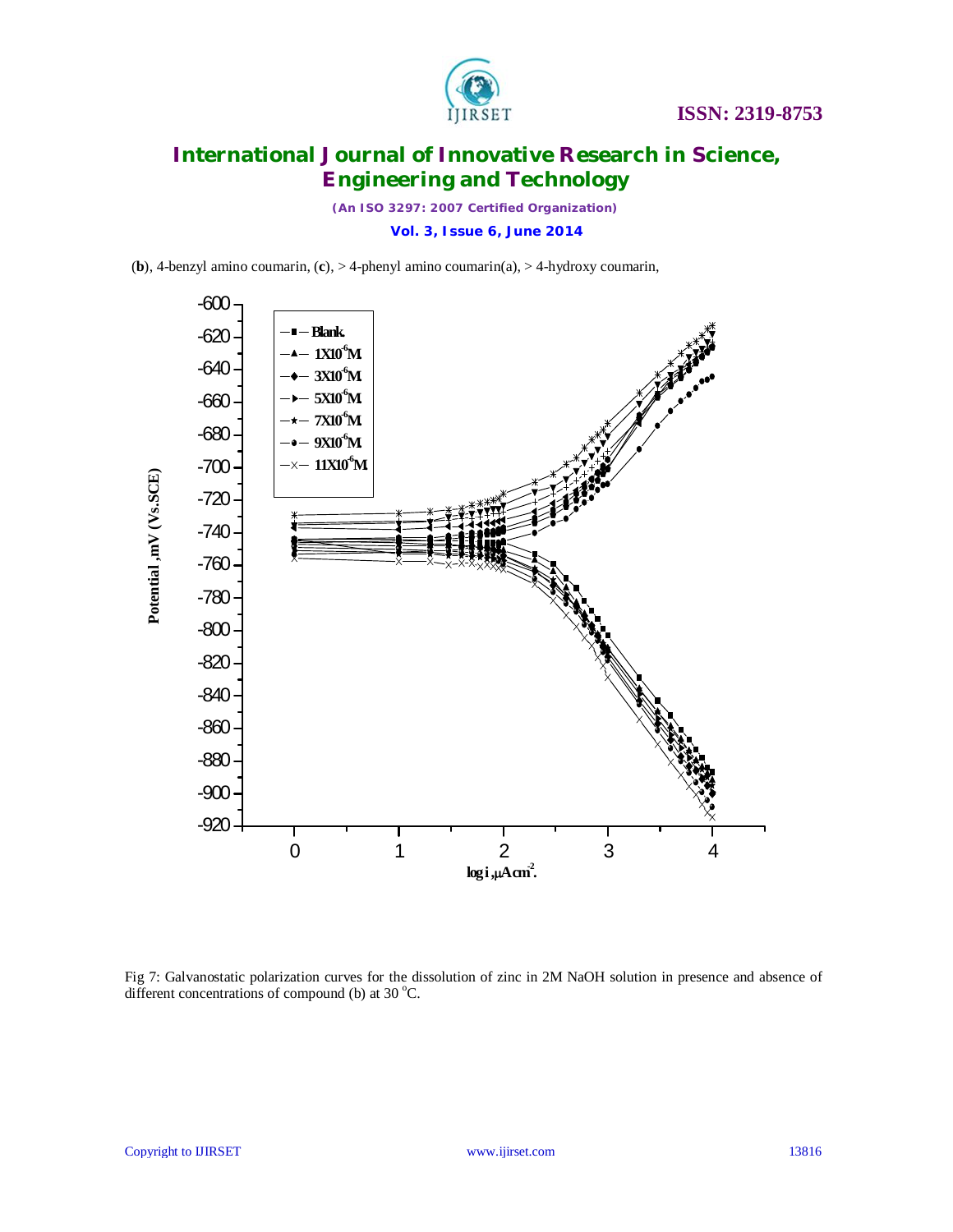(**b**), 4-benzyl amino coumarin, (**c**), > 4-phenyl amino coumarin(a), > 4-hydroxy coumarin,

Fig 7: Galvanostatic polarization curves for the dissolution of zinc in 2M NaOH solution in presence and absence of different concentrations of compound (b) at 30 $^{o}$C.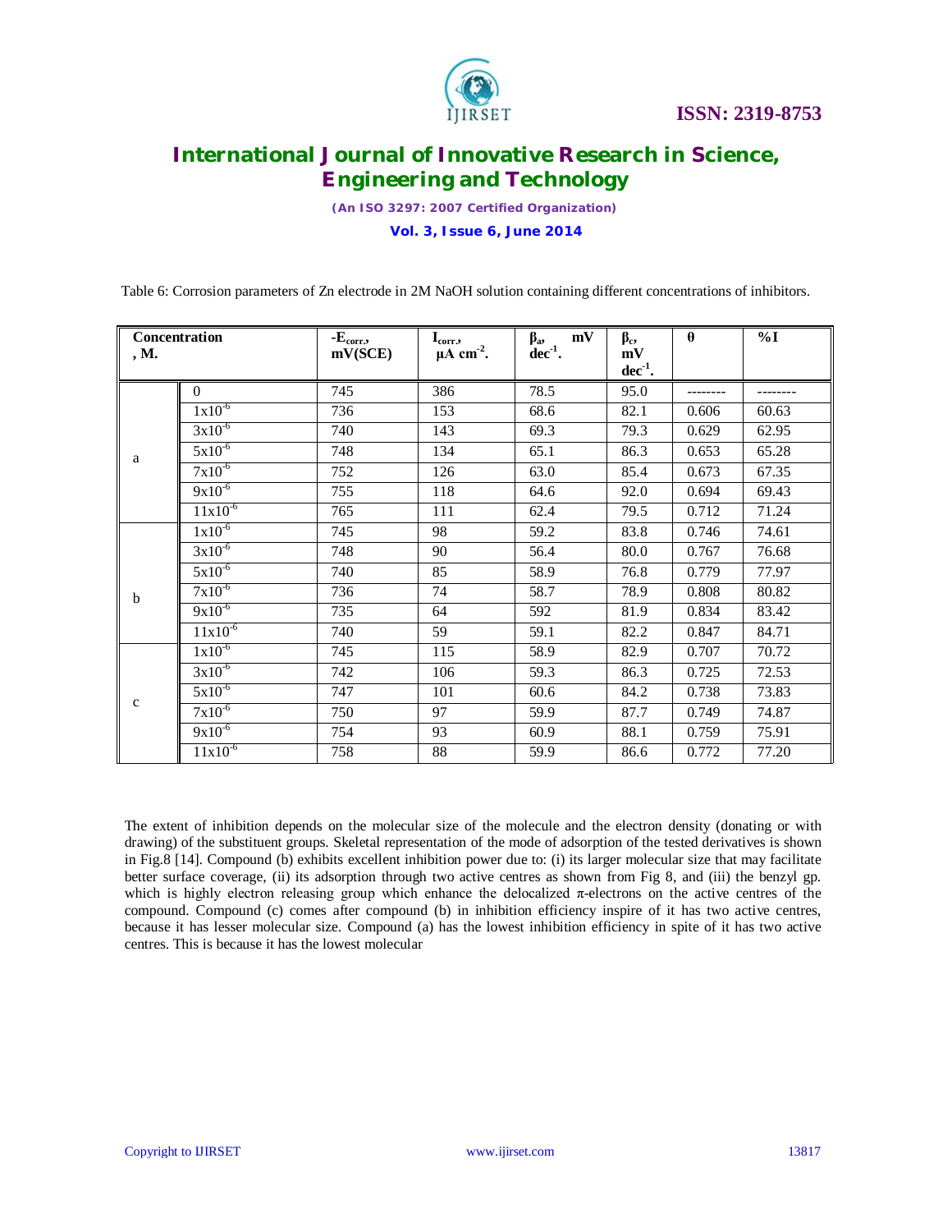Table 6: Corrosion parameters of Zn electrode in 2M NaOH solution containing different concentrations of inhibitors.

| Concentration , M. | | $-E_{corr}$, mV(SCE) | $I_{corr}$, $\mu A\ cm^{-2}$. | $\beta_a$, mV $dec^{-1}$. | $\beta_c$, mV $dec^{-1}$. | θ | %I |
|---|---|---|---|---|---|---|---|
| | 0 | 745 | 386 | 78.5 | 95.0 | -------- | -------- |
| a | $1x10^{-6}$ | 736 | 153 | 68.6 | 82.1 | 0.606 | 60.63 |
| | $3x10^{-6}$ | 740 | 143 | 69.3 | 79.3 | 0.629 | 62.95 |
| | $5x10^{-6}$ | 748 | 134 | 65.1 | 86.3 | 0.653 | 65.28 |
| | $7x10^{-6}$ | 752 | 126 | 63.0 | 85.4 | 0.673 | 67.35 |
| | $9x10^{-6}$ | 755 | 118 | 64.6 | 92.0 | 0.694 | 69.43 |
| | $11x10^{-6}$ | 765 | 111 | 62.4 | 79.5 | 0.712 | 71.24 |
| b | $1x10^{-6}$ | 745 | 98 | 59.2 | 83.8 | 0.746 | 74.61 |
| | $3x10^{-6}$ | 748 | 90 | 56.4 | 80.0 | 0.767 | 76.68 |
| | $5x10^{-6}$ | 740 | 85 | 58.9 | 76.8 | 0.779 | 77.97 |
| | $7x10^{-6}$ | 736 | 74 | 58.7 | 78.9 | 0.808 | 80.82 |
| | $9x10^{-6}$ | 735 | 64 | 592 | 81.9 | 0.834 | 83.42 |
| | $11x10^{-6}$ | 740 | 59 | 59.1 | 82.2 | 0.847 | 84.71 |
| c | $1x10^{-6}$ | 745 | 115 | 58.9 | 82.9 | 0.707 | 70.72 |
| | $3x10^{-6}$ | 742 | 106 | 59.3 | 86.3 | 0.725 | 72.53 |
| | $5x10^{-6}$ | 747 | 101 | 60.6 | 84.2 | 0.738 | 73.83 |
| | $7x10^{-6}$ | 750 | 97 | 59.9 | 87.7 | 0.749 | 74.87 |
| | $9x10^{-6}$ | 754 | 93 | 60.9 | 88.1 | 0.759 | 75.91 |
| | $11x10^{-6}$ | 758 | 88 | 59.9 | 86.6 | 0.772 | 77.20 |

The extent of inhibition depends on the molecular size of the molecule and the electron density (donating or with drawing) of the substituent groups. Skeletal representation of the mode of adsorption of the tested derivatives is shown in Fig.8 [14]. Compound (b) exhibits excellent inhibition power due to: (i) its larger molecular size that may facilitate better surface coverage, (ii) its adsorption through two active centres as shown from Fig 8, and (iii) the benzyl gp. which is highly electron releasing group which enhance the delocalized π-electrons on the active centres of the compound. Compound (c) comes after compound (b) in inhibition efficiency inspire of it has two active centres, because it has lesser molecular size. Compound (a) has the lowest inhibition efficiency in spite of it has two active centres. This is because it has the lowest molecular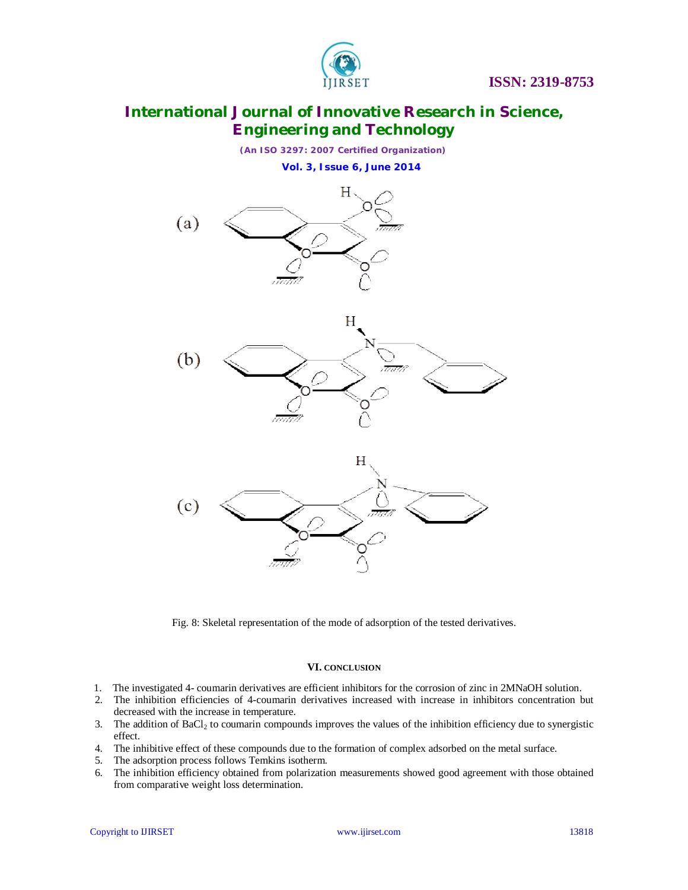Fig. 8: Skeletal representation of the mode of adsorption of the tested derivatives.

## VI. CONCLUSION

1. The investigated 4- coumarin derivatives are efficient inhibitors for the corrosion of zinc in 2MNaOH solution.
2. The inhibition efficiencies of 4-coumarin derivatives increased with increase in inhibitors concentration but decreased with the increase in temperature.
3. The addition of $BaCl_2$ to coumarin compounds improves the values of the inhibition efficiency due to synergistic effect.
4. The inhibitive effect of these compounds due to the formation of complex adsorbed on the metal surface.
5. The adsorption process follows Temkins isotherm.
6. The inhibition efficiency obtained from polarization measurements showed good agreement with those obtained from comparative weight loss determination.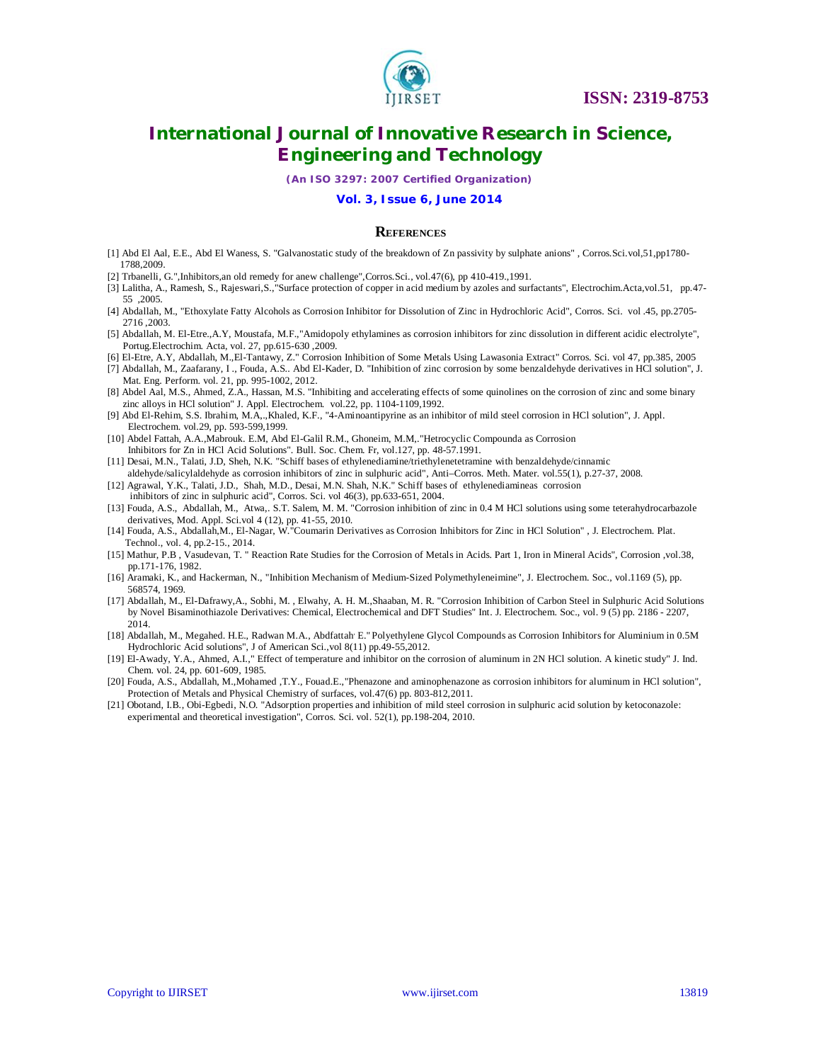## References

[1] Abd El Aal, E.E., Abd El Waness, S. "Galvanostatic study of the breakdown of Zn passivity by sulphate anions" , Corros.Sci.vol,51,pp1780-1788,2009.

[2] Trbanelli, G.",Inhibitors,an old remedy for anew challenge",Corros.Sci., vol.47(6), pp 410-419.,1991.

[3] Lalitha, A., Ramesh, S., Rajeswari,S.,"Surface protection of copper in acid medium by azoles and surfactants", Electrochim.Acta,vol.51, pp.47-55 ,2005.

[4] Abdallah, M., "Ethoxylate Fatty Alcohols as Corrosion Inhibitor for Dissolution of Zinc in Hydrochloric Acid", Corros. Sci. vol .45, pp.2705-2716 ,2003.

[5] Abdallah, M. El-Etre.,A.Y, Moustafa, M.F.,"Amidopoly ethylamines as corrosion inhibitors for zinc dissolution in different acidic electrolyte", Portug.Electrochim. Acta, vol. 27, pp.615-630 ,2009.

[6] El-Etre, A.Y, Abdallah, M.,El-Tantawy, Z." Corrosion Inhibition of Some Metals Using Lawasonia Extract" Corros. Sci. vol 47, pp.385, 2005

[7] Abdallah, M., Zaafarany, I ., Fouda, A.S.. Abd El-Kader, D. "Inhibition of zinc corrosion by some benzaldehyde derivatives in HCl solution", J. Mat. Eng. Perform. vol. 21, pp. 995-1002, 2012.

[8] Abdel Aal, M.S., Ahmed, Z.A., Hassan, M.S. "Inhibiting and accelerating effects of some quinolines on the corrosion of zinc and some binary zinc alloys in HCl solution" J. Appl. Electrochem. vol.22, pp. 1104-1109,1992.

[9] Abd El-Rehim, S.S. Ibrahim, M.A,.,Khaled, K.F., "4-Aminoantipyrine as an inhibitor of mild steel corrosion in HCl solution", J. Appl. Electrochem. vol.29, pp. 593-599,1999.

[10] Abdel Fattah, A.A.,Mabrouk. E.M, Abd El-Galil R.M., Ghoneim, M.M,."Hetrocyclic Compounda as Corrosion Inhibitors for Zn in HCl Acid Solutions". Bull. Soc. Chem. Fr, vol.127, pp. 48-57.1991.

[11] Desai, M.N., Talati, J.D, Sheh, N.K. "Schiff bases of ethylenediamine/triethylenetetramine with benzaldehyde/cinnamic aldehyde/salicylaldehyde as corrosion inhibitors of zinc in sulphuric acid", Anti–Corros. Meth. Mater. vol.55(1), p.27-37, 2008.

[12] Agrawal, Y.K., Talati, J.D., Shah, M.D., Desai, M.N. Shah, N.K." Schiff bases of ethylenediamineas corrosion inhibitors of zinc in sulphuric acid", Corros. Sci. vol 46(3), pp.633-651, 2004.

[13] Fouda, A.S., Abdallah, M., Atwa,. S.T. Salem, M. M. "Corrosion inhibition of zinc in 0.4 M HCl solutions using some teterahydrocarbazole derivatives, Mod. Appl. Sci.vol 4 (12), pp. 41-55, 2010.

[14] Fouda, A.S., Abdallah,M., El-Nagar, W."Coumarin Derivatives as Corrosion Inhibitors for Zinc in HCl Solution" , J. Electrochem. Plat. Technol., vol. 4, pp.2-15., 2014.

[15] Mathur, P.B , Vasudevan, T. " Reaction Rate Studies for the Corrosion of Metals in Acids. Part 1, Iron in Mineral Acids", Corrosion ,vol.38, pp.171-176, 1982.

[16] Aramaki, K., and Hackerman, N., "Inhibition Mechanism of Medium-Sized Polymethyleneimine", J. Electrochem. Soc., vol.1169 (5), pp. 568574, 1969.

[17] Abdallah, M., El-Dafrawy,A., Sobhi, M. , Elwahy, A. H. M.,Shaaban, M. R. "Corrosion Inhibition of Carbon Steel in Sulphuric Acid Solutions by Novel Bisaminothiazole Derivatives: Chemical, Electrochemical and DFT Studies" Int. J. Electrochem. Soc., vol. 9 (5) pp. 2186 - 2207, 2014.

[18] Abdallah, M., Megahed. H.E., Radwan M.A., Abdfattah, E." Polyethylene Glycol Compounds as Corrosion Inhibitors for Aluminium in 0.5M Hydrochloric Acid solutions", J of American Sci.,vol 8(11) pp.49-55,2012.

[19] El-Awady, Y.A., Ahmed, A.I.," Effect of temperature and inhibitor on the corrosion of aluminum in 2N HCl solution. A kinetic study" J. Ind. Chem. vol. 24, pp. 601-609, 1985.

[20] Fouda, A.S., Abdallah, M.,Mohamed ,T.Y., Fouad.E.,"Phenazone and aminophenazone as corrosion inhibitors for aluminum in HCl solution", Protection of Metals and Physical Chemistry of surfaces, vol.47(6) pp. 803-812,2011.

[21] Obotand, I.B., Obi-Egbedi, N.O. "Adsorption properties and inhibition of mild steel corrosion in sulphuric acid solution by ketoconazole: experimental and theoretical investigation", Corros. Sci. vol. 52(1), pp.198-204, 2010.